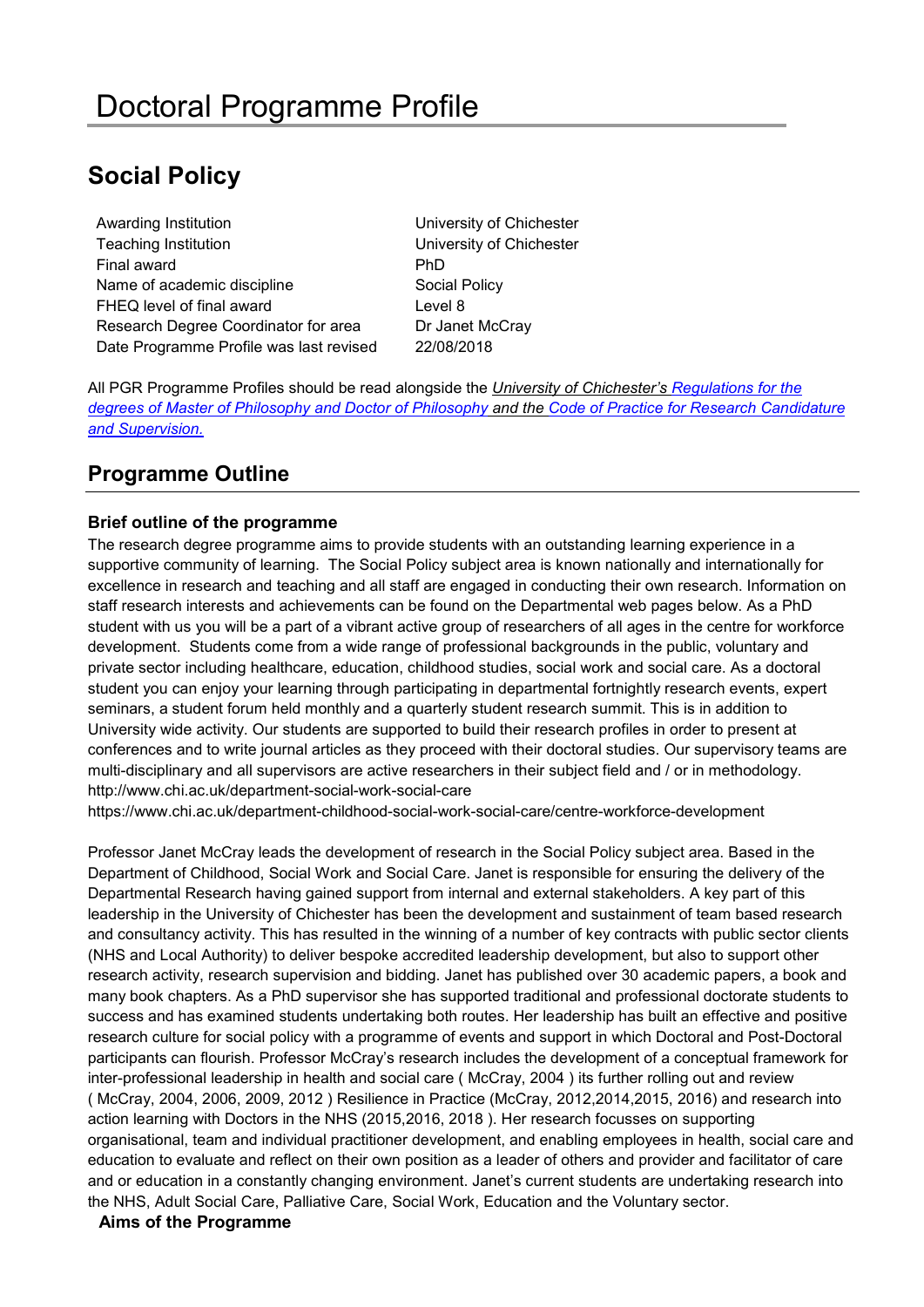# Doctoral Programme Profile

## Social Policy

| | |
|---|---|
| Awarding Institution | University of Chichester |
| Teaching Institution | University of Chichester |
| Final award | PhD |
| Name of academic discipline | Social Policy |
| FHEQ level of final award | Level 8 |
| Research Degree Coordinator for area | Dr Janet McCray |
| Date Programme Profile was last revised | 22/08/2018 |

All PGR Programme Profiles should be read alongside the *University of Chichester's Regulations for the degrees of Master of Philosophy and Doctor of Philosophy and the Code of Practice for Research Candidature and Supervision.*

## Programme Outline

### Brief outline of the programme

The research degree programme aims to provide students with an outstanding learning experience in a supportive community of learning. The Social Policy subject area is known nationally and internationally for excellence in research and teaching and all staff are engaged in conducting their own research. Information on staff research interests and achievements can be found on the Departmental web pages below. As a PhD student with us you will be a part of a vibrant active group of researchers of all ages in the centre for workforce development. Students come from a wide range of professional backgrounds in the public, voluntary and private sector including healthcare, education, childhood studies, social work and social care. As a doctoral student you can enjoy your learning through participating in departmental fortnightly research events, expert seminars, a student forum held monthly and a quarterly student research summit. This is in addition to University wide activity. Our students are supported to build their research profiles in order to present at conferences and to write journal articles as they proceed with their doctoral studies. Our supervisory teams are multi-disciplinary and all supervisors are active researchers in their subject field and / or in methodology.
http://www.chi.ac.uk/department-social-work-social-care
https://www.chi.ac.uk/department-childhood-social-work-social-care/centre-workforce-development

Professor Janet McCray leads the development of research in the Social Policy subject area. Based in the Department of Childhood, Social Work and Social Care. Janet is responsible for ensuring the delivery of the Departmental Research having gained support from internal and external stakeholders. A key part of this leadership in the University of Chichester has been the development and sustainment of team based research and consultancy activity. This has resulted in the winning of a number of key contracts with public sector clients (NHS and Local Authority) to deliver bespoke accredited leadership development, but also to support other research activity, research supervision and bidding. Janet has published over 30 academic papers, a book and many book chapters. As a PhD supervisor she has supported traditional and professional doctorate students to success and has examined students undertaking both routes. Her leadership has built an effective and positive research culture for social policy with a programme of events and support in which Doctoral and Post-Doctoral participants can flourish. Professor McCray's research includes the development of a conceptual framework for inter-professional leadership in health and social care ( McCray, 2004 ) its further rolling out and review ( McCray, 2004, 2006, 2009, 2012 ) Resilience in Practice (McCray, 2012,2014,2015, 2016) and research into action learning with Doctors in the NHS (2015,2016, 2018 ). Her research focusses on supporting organisational, team and individual practitioner development, and enabling employees in health, social care and education to evaluate and reflect on their own position as a leader of others and provider and facilitator of care and or education in a constantly changing environment. Janet's current students are undertaking research into the NHS, Adult Social Care, Palliative Care, Social Work, Education and the Voluntary sector.

### Aims of the Programme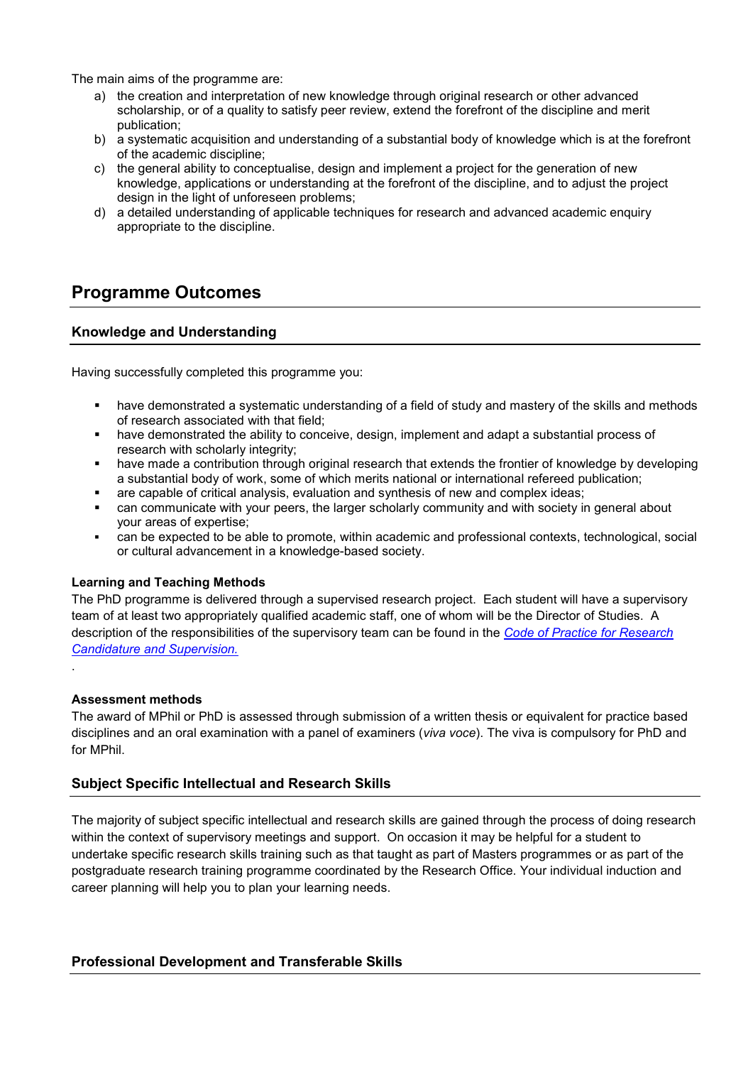The main aims of the programme are:

a) the creation and interpretation of new knowledge through original research or other advanced scholarship, or of a quality to satisfy peer review, extend the forefront of the discipline and merit publication;
b) a systematic acquisition and understanding of a substantial body of knowledge which is at the forefront of the academic discipline;
c) the general ability to conceptualise, design and implement a project for the generation of new knowledge, applications or understanding at the forefront of the discipline, and to adjust the project design in the light of unforeseen problems;
d) a detailed understanding of applicable techniques for research and advanced academic enquiry appropriate to the discipline.

## Programme Outcomes

### Knowledge and Understanding

Having successfully completed this programme you:

- have demonstrated a systematic understanding of a field of study and mastery of the skills and methods of research associated with that field;
- have demonstrated the ability to conceive, design, implement and adapt a substantial process of research with scholarly integrity;
- have made a contribution through original research that extends the frontier of knowledge by developing a substantial body of work, some of which merits national or international refereed publication;
- are capable of critical analysis, evaluation and synthesis of new and complex ideas;
- can communicate with your peers, the larger scholarly community and with society in general about your areas of expertise;
- can be expected to be able to promote, within academic and professional contexts, technological, social or cultural advancement in a knowledge-based society.

**Learning and Teaching Methods**

The PhD programme is delivered through a supervised research project. Each student will have a supervisory team of at least two appropriately qualified academic staff, one of whom will be the Director of Studies. A description of the responsibilities of the supervisory team can be found in the *Code of Practice for Research Candidature and Supervision.*

**Assessment methods**

The award of MPhil or PhD is assessed through submission of a written thesis or equivalent for practice based disciplines and an oral examination with a panel of examiners (*viva voce*). The viva is compulsory for PhD and for MPhil.

### Subject Specific Intellectual and Research Skills

The majority of subject specific intellectual and research skills are gained through the process of doing research within the context of supervisory meetings and support. On occasion it may be helpful for a student to undertake specific research skills training such as that taught as part of Masters programmes or as part of the postgraduate research training programme coordinated by the Research Office. Your individual induction and career planning will help you to plan your learning needs.

### Professional Development and Transferable Skills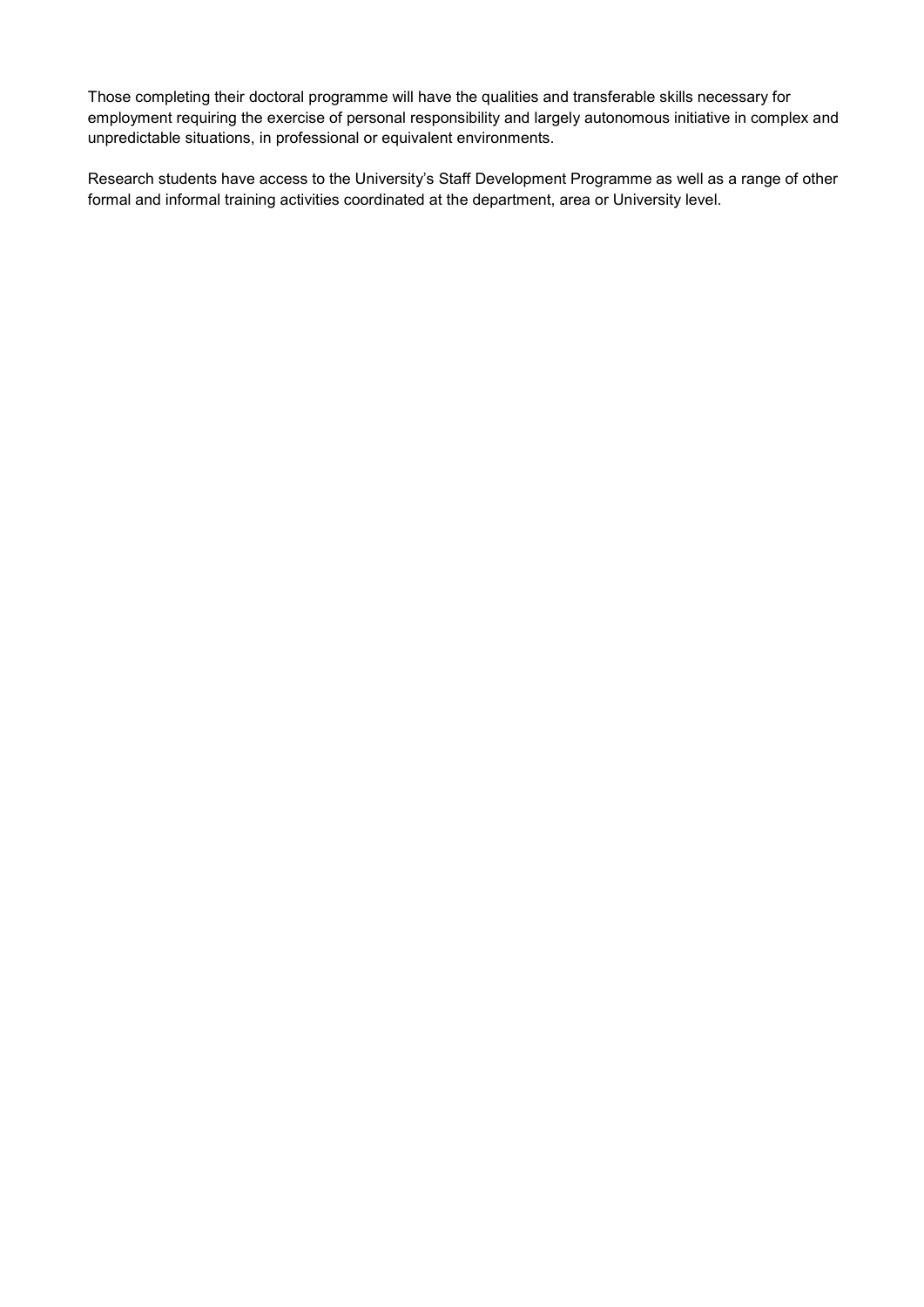Those completing their doctoral programme will have the qualities and transferable skills necessary for employment requiring the exercise of personal responsibility and largely autonomous initiative in complex and unpredictable situations, in professional or equivalent environments.

Research students have access to the University's Staff Development Programme as well as a range of other formal and informal training activities coordinated at the department, area or University level.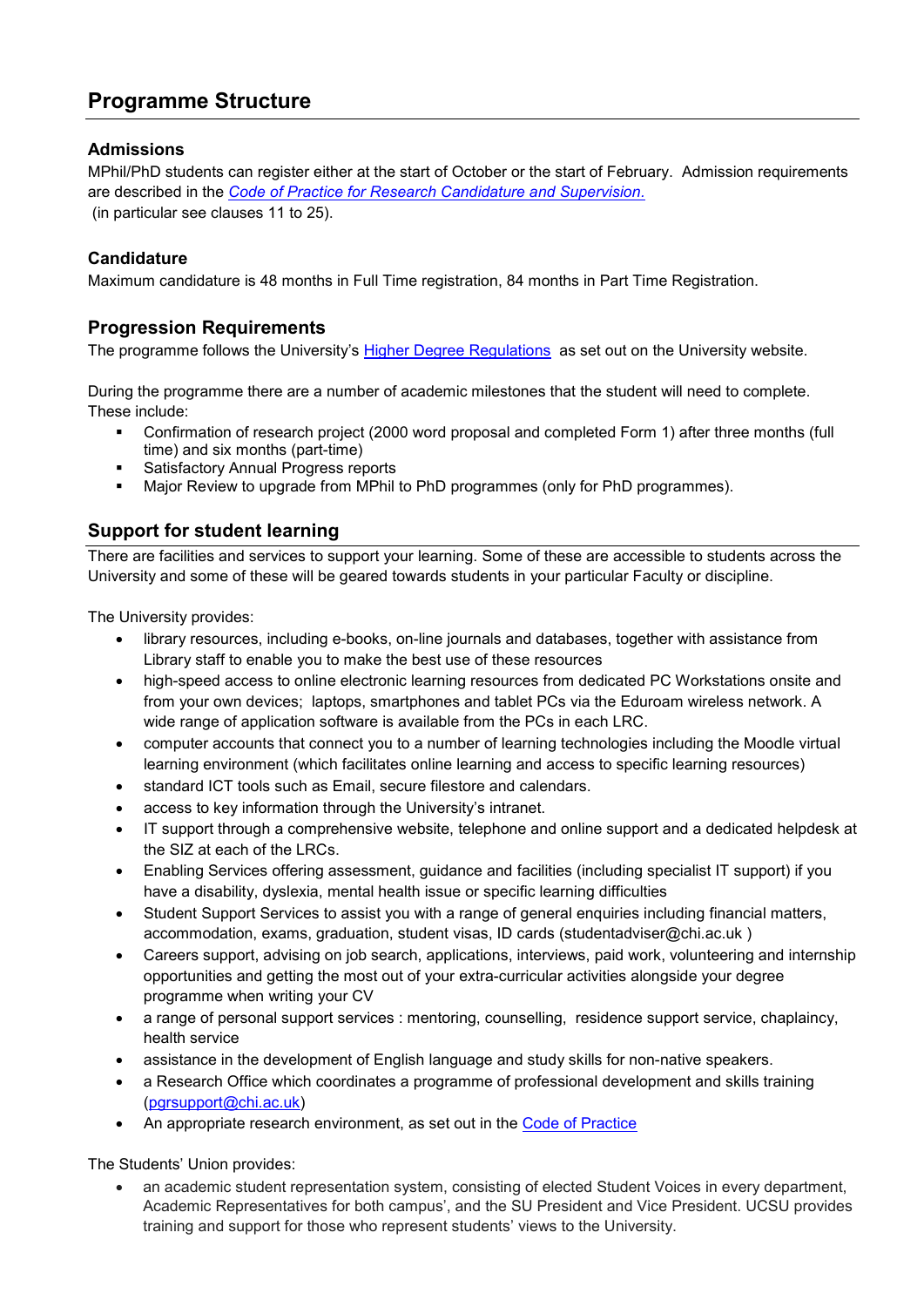## Programme Structure

### Admissions

MPhil/PhD students can register either at the start of October or the start of February. Admission requirements are described in the *Code of Practice for Research Candidature and Supervision.* (in particular see clauses 11 to 25).

### Candidature

Maximum candidature is 48 months in Full Time registration, 84 months in Part Time Registration.

### Progression Requirements

The programme follows the University's Higher Degree Regulations as set out on the University website.

During the programme there are a number of academic milestones that the student will need to complete. These include:

- Confirmation of research project (2000 word proposal and completed Form 1) after three months (full time) and six months (part-time)
- Satisfactory Annual Progress reports
- Major Review to upgrade from MPhil to PhD programmes (only for PhD programmes).

## Support for student learning

There are facilities and services to support your learning. Some of these are accessible to students across the University and some of these will be geared towards students in your particular Faculty or discipline.

The University provides:

- library resources, including e-books, on-line journals and databases, together with assistance from Library staff to enable you to make the best use of these resources
- high-speed access to online electronic learning resources from dedicated PC Workstations onsite and from your own devices; laptops, smartphones and tablet PCs via the Eduroam wireless network. A wide range of application software is available from the PCs in each LRC.
- computer accounts that connect you to a number of learning technologies including the Moodle virtual learning environment (which facilitates online learning and access to specific learning resources)
- standard ICT tools such as Email, secure filestore and calendars.
- access to key information through the University's intranet.
- IT support through a comprehensive website, telephone and online support and a dedicated helpdesk at the SIZ at each of the LRCs.
- Enabling Services offering assessment, guidance and facilities (including specialist IT support) if you have a disability, dyslexia, mental health issue or specific learning difficulties
- Student Support Services to assist you with a range of general enquiries including financial matters, accommodation, exams, graduation, student visas, ID cards (studentadviser@chi.ac.uk )
- Careers support, advising on job search, applications, interviews, paid work, volunteering and internship opportunities and getting the most out of your extra-curricular activities alongside your degree programme when writing your CV
- a range of personal support services : mentoring, counselling, residence support service, chaplaincy, health service
- assistance in the development of English language and study skills for non-native speakers.
- a Research Office which coordinates a programme of professional development and skills training (pgrsupport@chi.ac.uk)
- An appropriate research environment, as set out in the Code of Practice

The Students' Union provides:

- an academic student representation system, consisting of elected Student Voices in every department, Academic Representatives for both campus', and the SU President and Vice President. UCSU provides training and support for those who represent students' views to the University.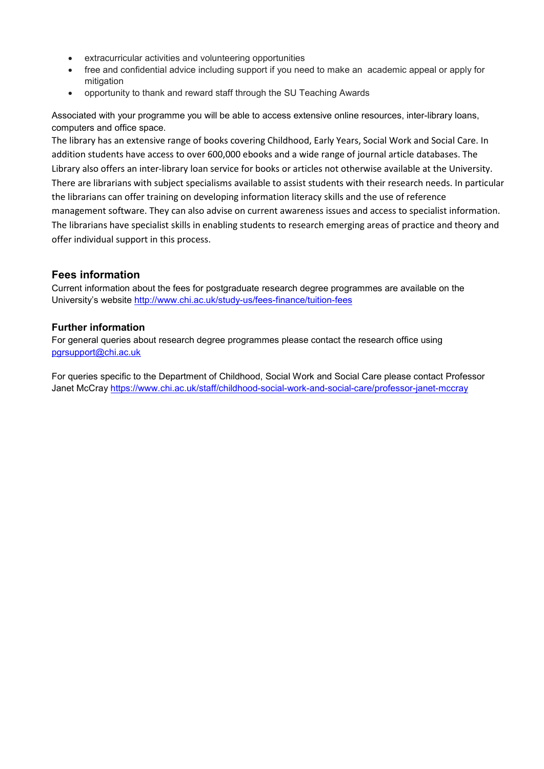- extracurricular activities and volunteering opportunities
- free and confidential advice including support if you need to make an academic appeal or apply for mitigation
- opportunity to thank and reward staff through the SU Teaching Awards

Associated with your programme you will be able to access extensive online resources, inter-library loans, computers and office space.
The library has an extensive range of books covering Childhood, Early Years, Social Work and Social Care. In addition students have access to over 600,000 ebooks and a wide range of journal article databases. The Library also offers an inter-library loan service for books or articles not otherwise available at the University. There are librarians with subject specialisms available to assist students with their research needs. In particular the librarians can offer training on developing information literacy skills and the use of reference management software. They can also advise on current awareness issues and access to specialist information. The librarians have specialist skills in enabling students to research emerging areas of practice and theory and offer individual support in this process.

## Fees information

Current information about the fees for postgraduate research degree programmes are available on the University's website http://www.chi.ac.uk/study-us/fees-finance/tuition-fees

## Further information

For general queries about research degree programmes please contact the research office using pgrsupport@chi.ac.uk

For queries specific to the Department of Childhood, Social Work and Social Care please contact Professor Janet McCray https://www.chi.ac.uk/staff/childhood-social-work-and-social-care/professor-janet-mccray